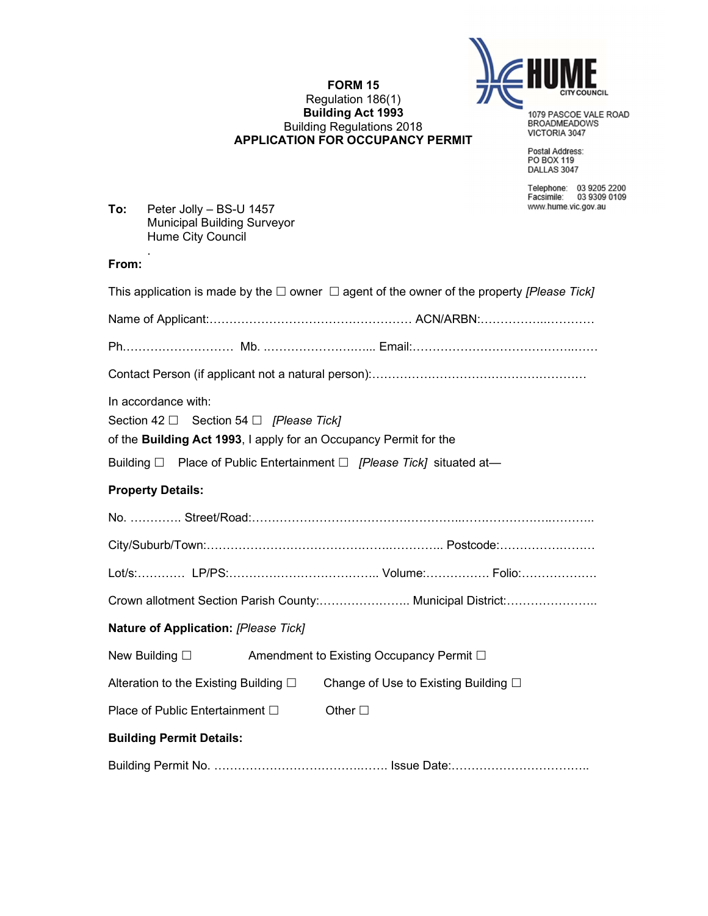**HUME CITY COUNCIL**

1079 PASCOE VALE ROAD
BROADMEADOWS
VICTORIA 3047

Postal Address:
PO BOX 119
DALLAS 3047

Telephone: 03 9205 2200
Facsimile: 03 9309 0109
www.hume.vic.gov.au

**FORM 15**
Regulation 186(1)
**Building Act 1993**
Building Regulations 2018
**APPLICATION FOR OCCUPANCY PERMIT**

**To:** Peter Jolly – BS-U 1457
Municipal Building Surveyor
Hume City Council
.

**From:**

This application is made by the ☐ owner ☐ agent of the owner of the property *[Please Tick]*

Name of Applicant:…………………………….…………… ACN/ARBN:…………...…………

Ph.……………………… Mb. ..……………….….... Email:………………………………..……

Contact Person (if applicant not a natural person):……………….…………………………….

In accordance with:

Section 42 ☐ Section 54 ☐ *[Please Tick]*

of the **Building Act 1993**, I apply for an Occupancy Permit for the

Building ☐ Place of Public Entertainment ☐ *[Please Tick]* situated at—

**Property Details:**

No. …………. Street/Road:…………………………………………..……………………..………..

City/Suburb/Town:…………………………………….…..………….. Postcode:…………….…….

Lot/s:………… LP/PS:……………………………….. Volume:……………. Folio:……………….

Crown allotment Section Parish County:………………….. Municipal District:…………….……..

**Nature of Application:** *[Please Tick]*

New Building ☐ Amendment to Existing Occupancy Permit ☐

Alteration to the Existing Building ☐ Change of Use to Existing Building ☐

Place of Public Entertainment ☐ Other ☐

**Building Permit Details:**

Building Permit No. …………………………….….…. Issue Date:…………………………….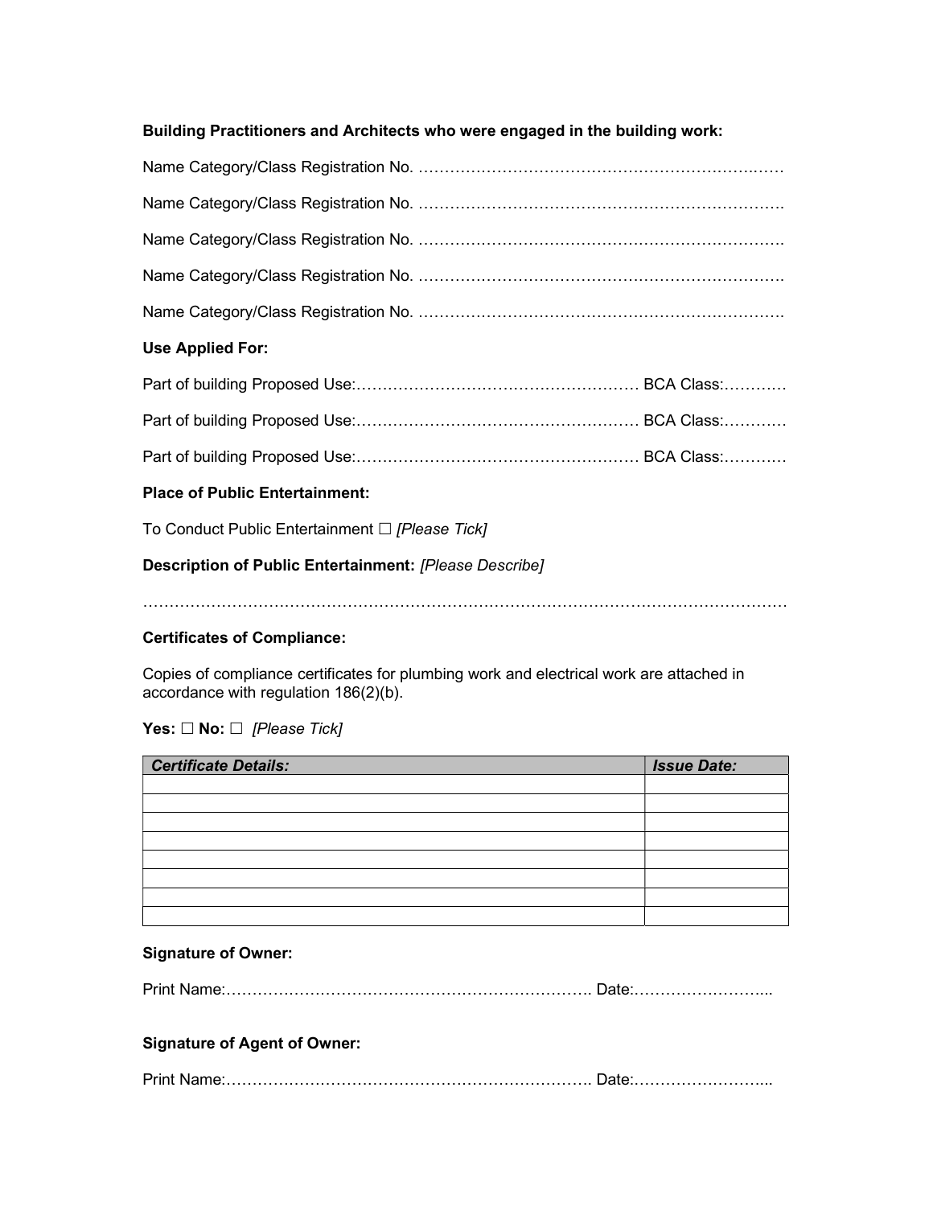**Building Practitioners and Architects who were engaged in the building work:**

Name Category/Class Registration No. ……………………………………………………………

Name Category/Class Registration No. ……………………………………………………………

Name Category/Class Registration No. ……………………………………………………………

Name Category/Class Registration No. ……………………………………………………………

Name Category/Class Registration No. ……………………………………………………………

**Use Applied For:**

Part of building Proposed Use:……………………………………………… BCA Class:…………

Part of building Proposed Use:……………………………………………… BCA Class:…………

Part of building Proposed Use:……………………………………………… BCA Class:…………

**Place of Public Entertainment:**

To Conduct Public Entertainment ☐ *[Please Tick]*

**Description of Public Entertainment:** *[Please Describe]*

………………………………………………………………………………………………………

**Certificates of Compliance:**

Copies of compliance certificates for plumbing work and electrical work are attached in accordance with regulation 186(2)(b).

**Yes:** ☐ **No:** ☐ *[Please Tick]*

| ***Certificate Details:*** | ***Issue Date:*** |
|---|---|
| | |
| | |
| | |
| | |
| | |
| | |
| | |
| | |

**Signature of Owner:**

Print Name:………………………………………………………………. Date:……………………...

**Signature of Agent of Owner:**

Print Name:………………………………………………………………. Date:……………………...